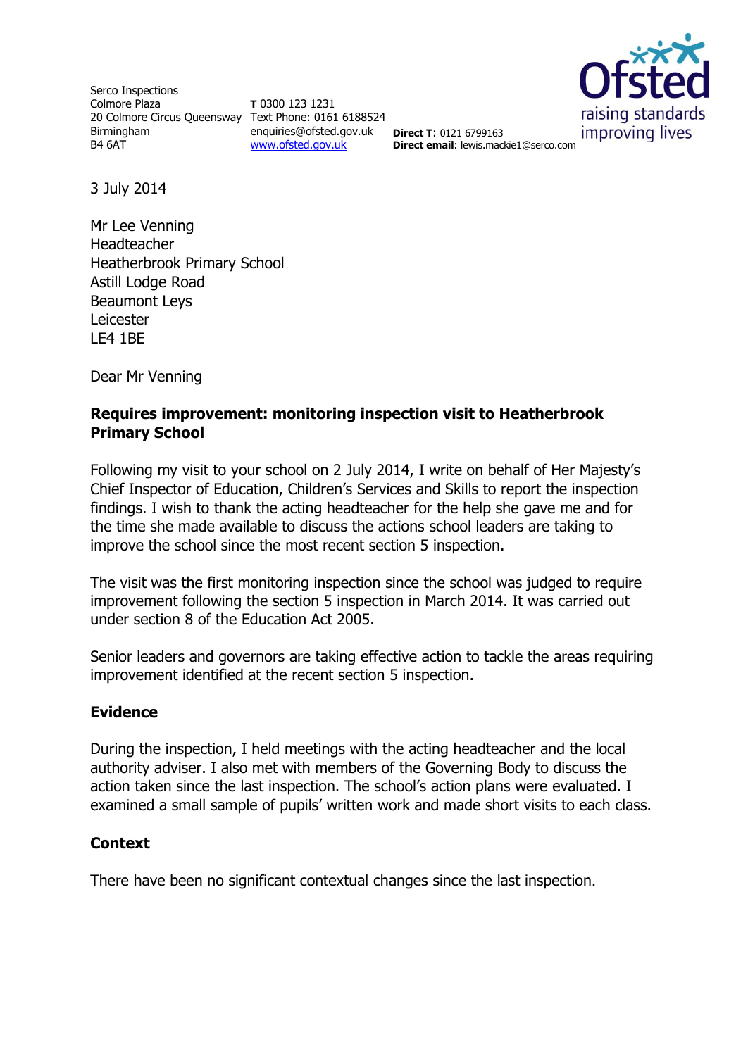Serco Inspections
Colmore Plaza
20 Colmore Circus Queensway
Birmingham
B4 6AT

**T** 0300 123 1231
Text Phone: 0161 6188524
enquiries@ofsted.gov.uk
www.ofsted.gov.uk

**Direct T**: 0121 6799163
**Direct email**: lewis.mackie1@serco.com

3 July 2014

Mr Lee Venning
Headteacher
Heatherbrook Primary School
Astill Lodge Road
Beaumont Leys
Leicester
LE4 1BE

Dear Mr Venning

**Requires improvement: monitoring inspection visit to Heatherbrook Primary School**

Following my visit to your school on 2 July 2014, I write on behalf of Her Majesty's Chief Inspector of Education, Children's Services and Skills to report the inspection findings. I wish to thank the acting headteacher for the help she gave me and for the time she made available to discuss the actions school leaders are taking to improve the school since the most recent section 5 inspection.

The visit was the first monitoring inspection since the school was judged to require improvement following the section 5 inspection in March 2014. It was carried out under section 8 of the Education Act 2005.

Senior leaders and governors are taking effective action to tackle the areas requiring improvement identified at the recent section 5 inspection.

## Evidence

During the inspection, I held meetings with the acting headteacher and the local authority adviser. I also met with members of the Governing Body to discuss the action taken since the last inspection. The school's action plans were evaluated. I examined a small sample of pupils' written work and made short visits to each class.

## Context

There have been no significant contextual changes since the last inspection.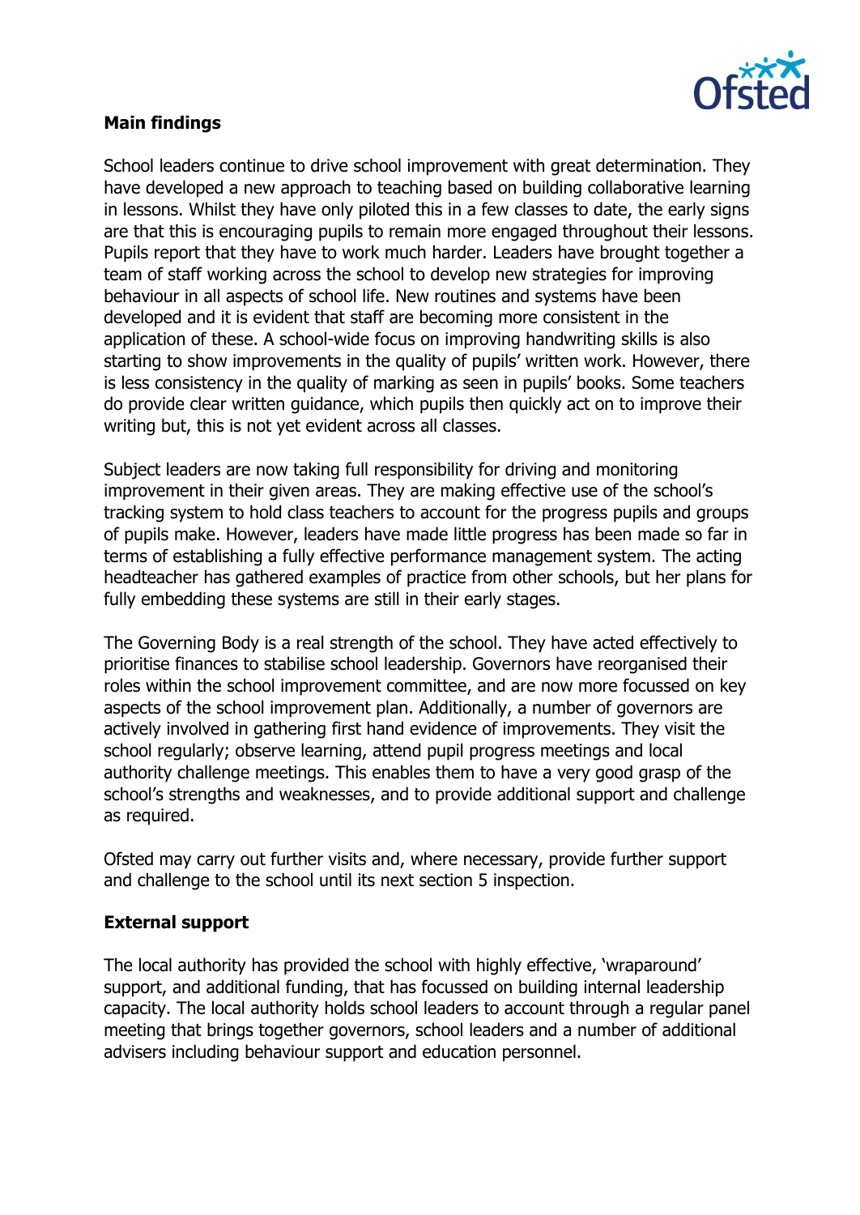## Main findings

School leaders continue to drive school improvement with great determination. They have developed a new approach to teaching based on building collaborative learning in lessons. Whilst they have only piloted this in a few classes to date, the early signs are that this is encouraging pupils to remain more engaged throughout their lessons. Pupils report that they have to work much harder. Leaders have brought together a team of staff working across the school to develop new strategies for improving behaviour in all aspects of school life. New routines and systems have been developed and it is evident that staff are becoming more consistent in the application of these. A school-wide focus on improving handwriting skills is also starting to show improvements in the quality of pupils' written work. However, there is less consistency in the quality of marking as seen in pupils' books. Some teachers do provide clear written guidance, which pupils then quickly act on to improve their writing but, this is not yet evident across all classes.

Subject leaders are now taking full responsibility for driving and monitoring improvement in their given areas. They are making effective use of the school's tracking system to hold class teachers to account for the progress pupils and groups of pupils make. However, leaders have made little progress has been made so far in terms of establishing a fully effective performance management system. The acting headteacher has gathered examples of practice from other schools, but her plans for fully embedding these systems are still in their early stages.

The Governing Body is a real strength of the school. They have acted effectively to prioritise finances to stabilise school leadership. Governors have reorganised their roles within the school improvement committee, and are now more focussed on key aspects of the school improvement plan. Additionally, a number of governors are actively involved in gathering first hand evidence of improvements. They visit the school regularly; observe learning, attend pupil progress meetings and local authority challenge meetings. This enables them to have a very good grasp of the school's strengths and weaknesses, and to provide additional support and challenge as required.

Ofsted may carry out further visits and, where necessary, provide further support and challenge to the school until its next section 5 inspection.

## External support

The local authority has provided the school with highly effective, 'wraparound' support, and additional funding, that has focussed on building internal leadership capacity. The local authority holds school leaders to account through a regular panel meeting that brings together governors, school leaders and a number of additional advisers including behaviour support and education personnel.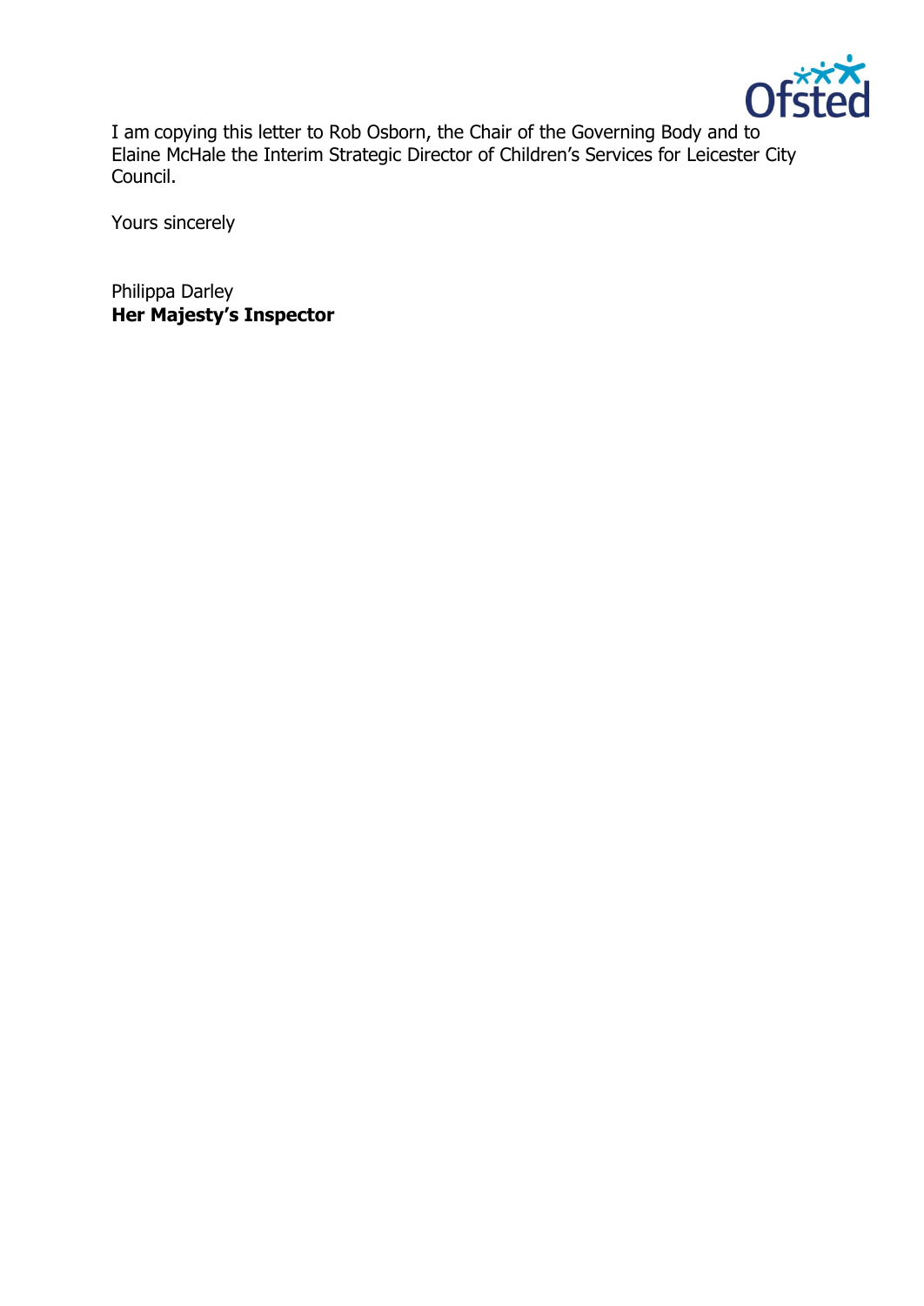I am copying this letter to Rob Osborn, the Chair of the Governing Body and to Elaine McHale the Interim Strategic Director of Children's Services for Leicester City Council.

Yours sincerely

Philippa Darley
**Her Majesty's Inspector**